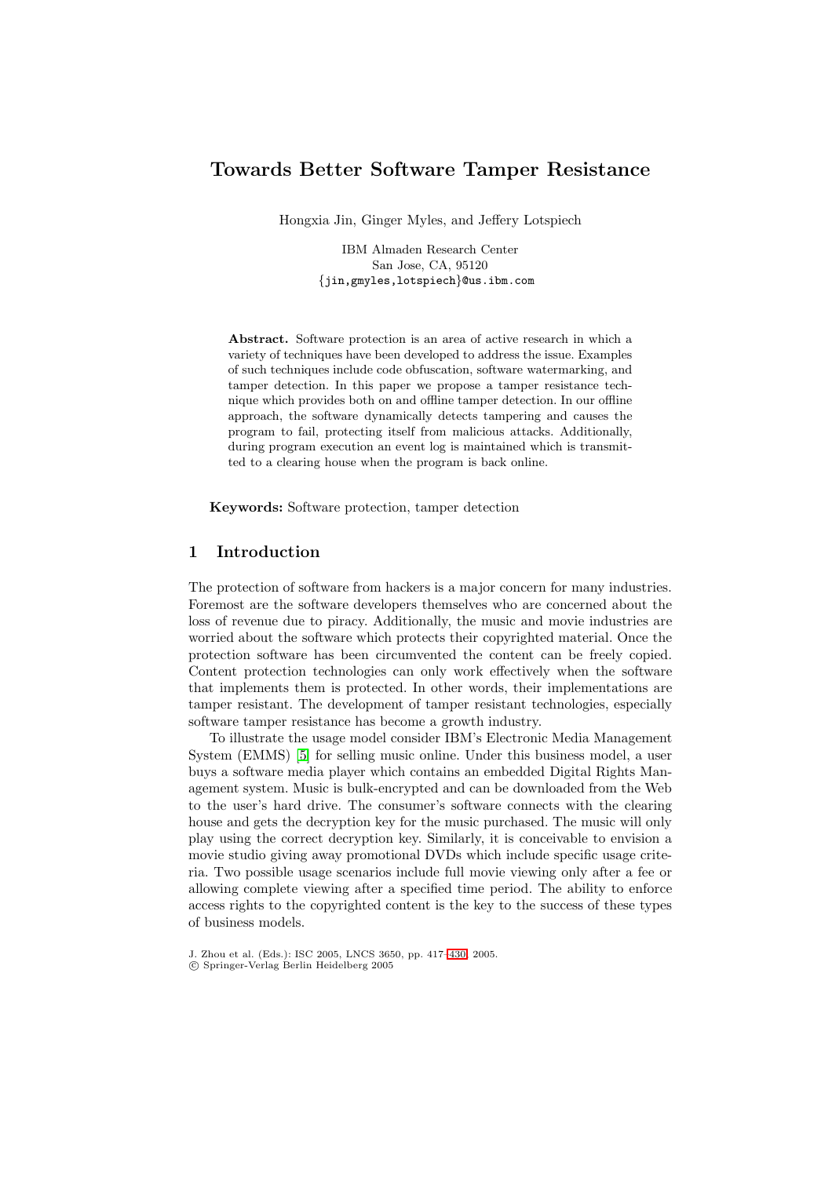# Towards Better Software Tamper Resistance

Hongxia Jin, Ginger Myles, and Jeffery Lotspiech

IBM Almaden Research Center
San Jose, CA, 95120
{jin,gmyles,lotspiech}@us.ibm.com

**Abstract.** Software protection is an area of active research in which a variety of techniques have been developed to address the issue. Examples of such techniques include code obfuscation, software watermarking, and tamper detection. In this paper we propose a tamper resistance technique which provides both on and offline tamper detection. In our offline approach, the software dynamically detects tampering and causes the program to fail, protecting itself from malicious attacks. Additionally, during program execution an event log is maintained which is transmitted to a clearing house when the program is back online.

**Keywords:** Software protection, tamper detection

## 1 Introduction

The protection of software from hackers is a major concern for many industries. Foremost are the software developers themselves who are concerned about the loss of revenue due to piracy. Additionally, the music and movie industries are worried about the software which protects their copyrighted material. Once the protection software has been circumvented the content can be freely copied. Content protection technologies can only work effectively when the software that implements them is protected. In other words, their implementations are tamper resistant. The development of tamper resistant technologies, especially software tamper resistance has become a growth industry.

To illustrate the usage model consider IBM's Electronic Media Management System (EMMS) [5] for selling music online. Under this business model, a user buys a software media player which contains an embedded Digital Rights Management system. Music is bulk-encrypted and can be downloaded from the Web to the user's hard drive. The consumer's software connects with the clearing house and gets the decryption key for the music purchased. The music will only play using the correct decryption key. Similarly, it is conceivable to envision a movie studio giving away promotional DVDs which include specific usage criteria. Two possible usage scenarios include full movie viewing only after a fee or allowing complete viewing after a specified time period. The ability to enforce access rights to the copyrighted content is the key to the success of these types of business models.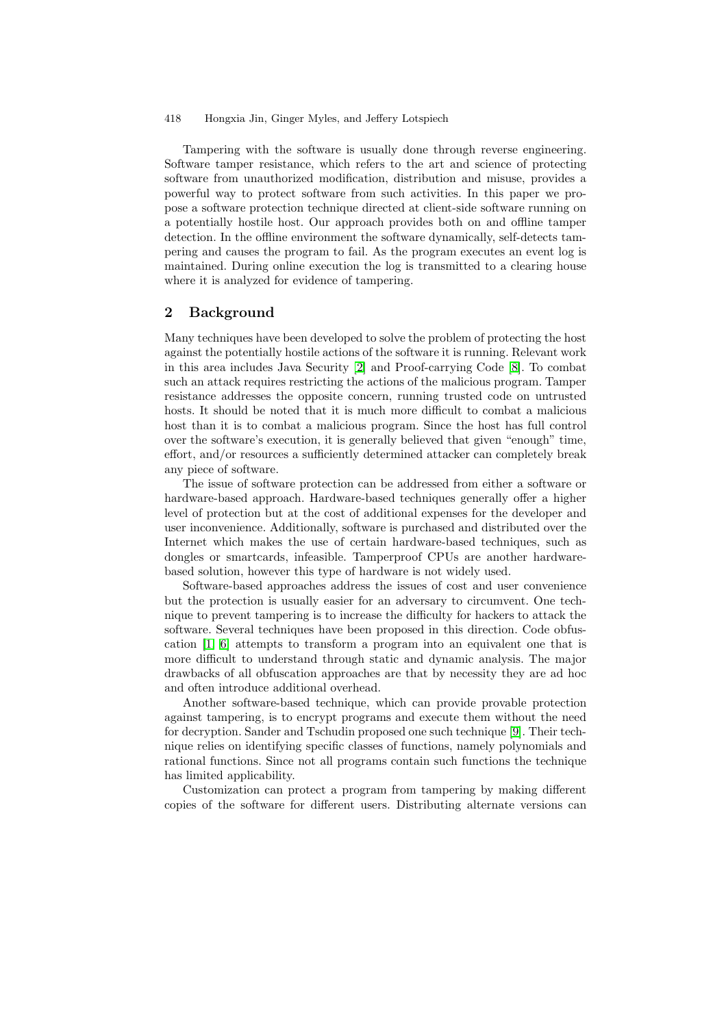Tampering with the software is usually done through reverse engineering. Software tamper resistance, which refers to the art and science of protecting software from unauthorized modification, distribution and misuse, provides a powerful way to protect software from such activities. In this paper we propose a software protection technique directed at client-side software running on a potentially hostile host. Our approach provides both on and offline tamper detection. In the offline environment the software dynamically, self-detects tampering and causes the program to fail. As the program executes an event log is maintained. During online execution the log is transmitted to a clearing house where it is analyzed for evidence of tampering.

## 2 Background

Many techniques have been developed to solve the problem of protecting the host against the potentially hostile actions of the software it is running. Relevant work in this area includes Java Security [2] and Proof-carrying Code [8]. To combat such an attack requires restricting the actions of the malicious program. Tamper resistance addresses the opposite concern, running trusted code on untrusted hosts. It should be noted that it is much more difficult to combat a malicious host than it is to combat a malicious program. Since the host has full control over the software's execution, it is generally believed that given "enough" time, effort, and/or resources a sufficiently determined attacker can completely break any piece of software.

The issue of software protection can be addressed from either a software or hardware-based approach. Hardware-based techniques generally offer a higher level of protection but at the cost of additional expenses for the developer and user inconvenience. Additionally, software is purchased and distributed over the Internet which makes the use of certain hardware-based techniques, such as dongles or smartcards, infeasible. Tamperproof CPUs are another hardware-based solution, however this type of hardware is not widely used.

Software-based approaches address the issues of cost and user convenience but the protection is usually easier for an adversary to circumvent. One technique to prevent tampering is to increase the difficulty for hackers to attack the software. Several techniques have been proposed in this direction. Code obfuscation [1] [6] attempts to transform a program into an equivalent one that is more difficult to understand through static and dynamic analysis. The major drawbacks of all obfuscation approaches are that by necessity they are ad hoc and often introduce additional overhead.

Another software-based technique, which can provide provable protection against tampering, is to encrypt programs and execute them without the need for decryption. Sander and Tschudin proposed one such technique [9]. Their technique relies on identifying specific classes of functions, namely polynomials and rational functions. Since not all programs contain such functions the technique has limited applicability.

Customization can protect a program from tampering by making different copies of the software for different users. Distributing alternate versions can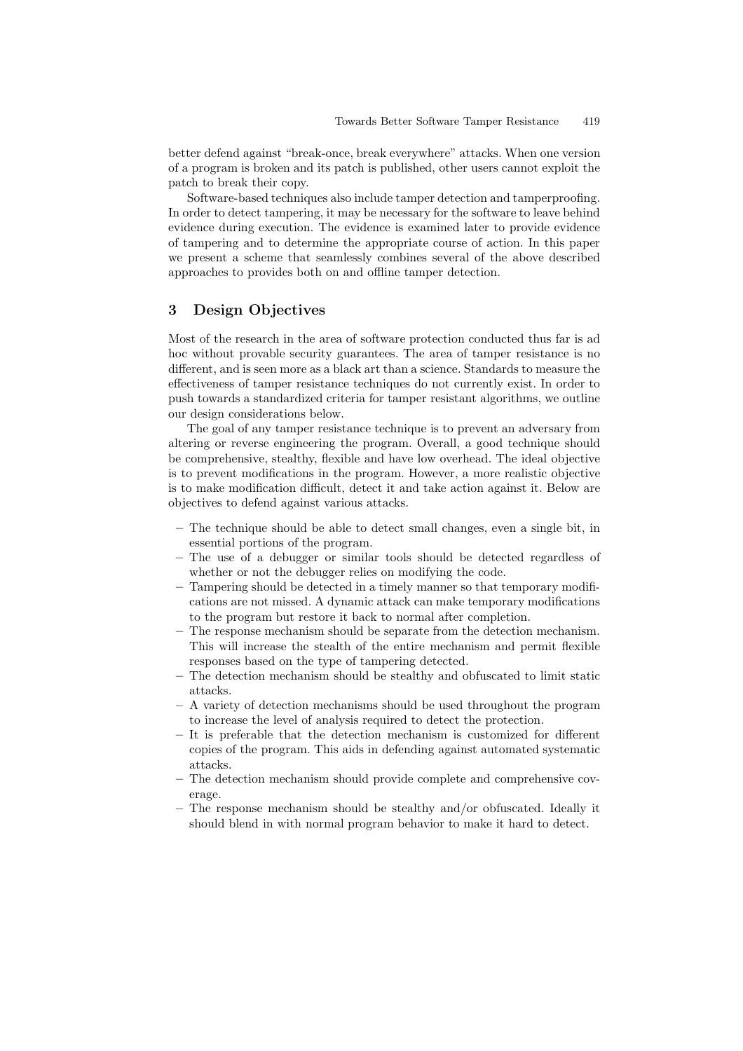better defend against "break-once, break everywhere" attacks. When one version of a program is broken and its patch is published, other users cannot exploit the patch to break their copy.

Software-based techniques also include tamper detection and tamperproofing. In order to detect tampering, it may be necessary for the software to leave behind evidence during execution. The evidence is examined later to provide evidence of tampering and to determine the appropriate course of action. In this paper we present a scheme that seamlessly combines several of the above described approaches to provides both on and offline tamper detection.

## 3 Design Objectives

Most of the research in the area of software protection conducted thus far is ad hoc without provable security guarantees. The area of tamper resistance is no different, and is seen more as a black art than a science. Standards to measure the effectiveness of tamper resistance techniques do not currently exist. In order to push towards a standardized criteria for tamper resistant algorithms, we outline our design considerations below.

The goal of any tamper resistance technique is to prevent an adversary from altering or reverse engineering the program. Overall, a good technique should be comprehensive, stealthy, flexible and have low overhead. The ideal objective is to prevent modifications in the program. However, a more realistic objective is to make modification difficult, detect it and take action against it. Below are objectives to defend against various attacks.

- The technique should be able to detect small changes, even a single bit, in essential portions of the program.
- The use of a debugger or similar tools should be detected regardless of whether or not the debugger relies on modifying the code.
- Tampering should be detected in a timely manner so that temporary modifications are not missed. A dynamic attack can make temporary modifications to the program but restore it back to normal after completion.
- The response mechanism should be separate from the detection mechanism. This will increase the stealth of the entire mechanism and permit flexible responses based on the type of tampering detected.
- The detection mechanism should be stealthy and obfuscated to limit static attacks.
- A variety of detection mechanisms should be used throughout the program to increase the level of analysis required to detect the protection.
- It is preferable that the detection mechanism is customized for different copies of the program. This aids in defending against automated systematic attacks.
- The detection mechanism should provide complete and comprehensive coverage.
- The response mechanism should be stealthy and/or obfuscated. Ideally it should blend in with normal program behavior to make it hard to detect.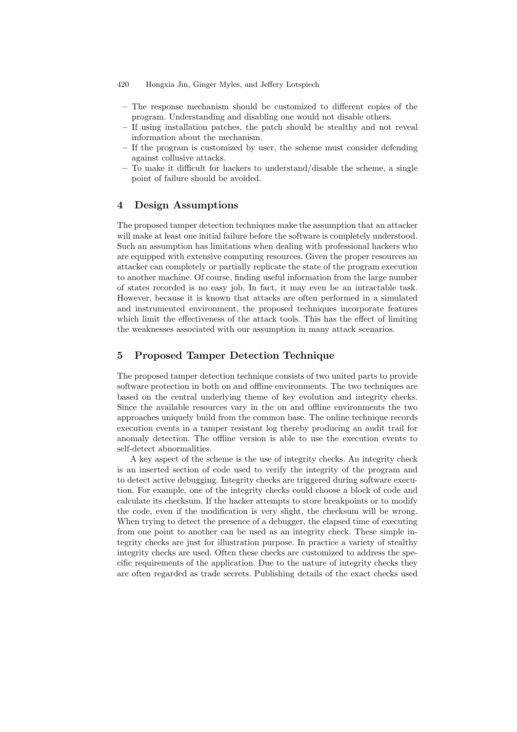- The response mechanism should be customized to different copies of the program. Understanding and disabling one would not disable others.
- If using installation patches, the patch should be stealthy and not reveal information about the mechanism.
- If the program is customized by user, the scheme must consider defending against collusive attacks.
- To make it difficult for hackers to understand/disable the scheme, a single point of failure should be avoided.

## 4 Design Assumptions

The proposed tamper detection techniques make the assumption that an attacker will make at least one initial failure before the software is completely understood. Such an assumption has limitations when dealing with professional hackers who are equipped with extensive computing resources. Given the proper resources an attacker can completely or partially replicate the state of the program execution to another machine. Of course, finding useful information from the large number of states recorded is no easy job. In fact, it may even be an intractable task. However, because it is known that attacks are often performed in a simulated and instrumented environment, the proposed techniques incorporate features which limit the effectiveness of the attack tools. This has the effect of limiting the weaknesses associated with our assumption in many attack scenarios.

## 5 Proposed Tamper Detection Technique

The proposed tamper detection technique consists of two united parts to provide software protection in both on and offline environments. The two techniques are based on the central underlying theme of key evolution and integrity checks. Since the available resources vary in the on and offline environments the two approaches uniquely build from the common base. The online technique records execution events in a tamper resistant log thereby producing an audit trail for anomaly detection. The offline version is able to use the execution events to self-detect abnormalities.

A key aspect of the scheme is the use of integrity checks. An integrity check is an inserted section of code used to verify the integrity of the program and to detect active debugging. Integrity checks are triggered during software execution. For example, one of the integrity checks could choose a block of code and calculate its checksum. If the hacker attempts to store breakpoints or to modify the code, even if the modification is very slight, the checksum will be wrong. When trying to detect the presence of a debugger, the elapsed time of executing from one point to another can be used as an integrity check. These simple integrity checks are just for illustration purpose. In practice a variety of stealthy integrity checks are used. Often these checks are customized to address the specific requirements of the application. Due to the nature of integrity checks they are often regarded as trade secrets. Publishing details of the exact checks used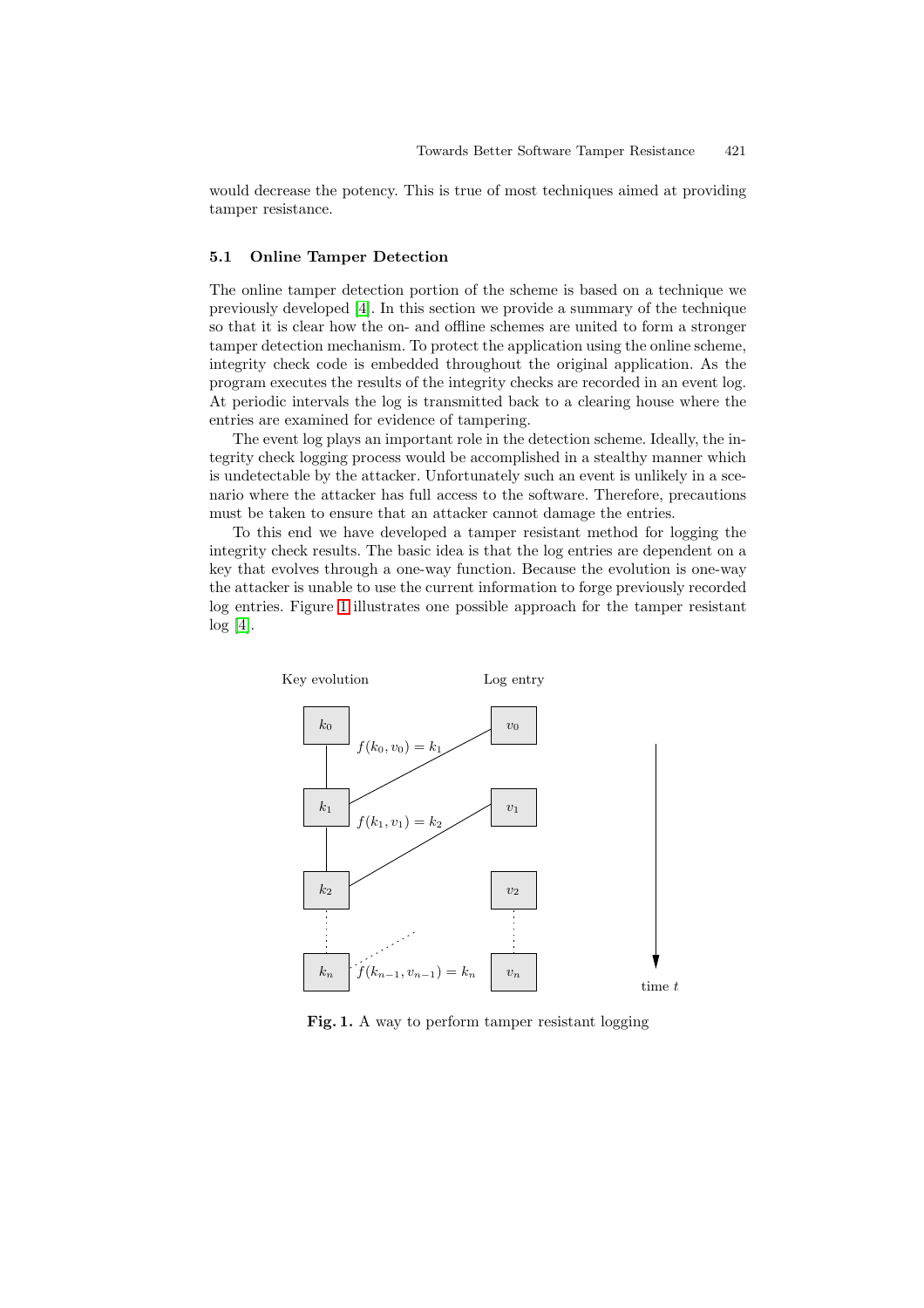would decrease the potency. This is true of most techniques aimed at providing tamper resistance.

### 5.1 Online Tamper Detection

The online tamper detection portion of the scheme is based on a technique we previously developed [4]. In this section we provide a summary of the technique so that it is clear how the on- and offline schemes are united to form a stronger tamper detection mechanism. To protect the application using the online scheme, integrity check code is embedded throughout the original application. As the program executes the results of the integrity checks are recorded in an event log. At periodic intervals the log is transmitted back to a clearing house where the entries are examined for evidence of tampering.

The event log plays an important role in the detection scheme. Ideally, the integrity check logging process would be accomplished in a stealthy manner which is undetectable by the attacker. Unfortunately such an event is unlikely in a scenario where the attacker has full access to the software. Therefore, precautions must be taken to ensure that an attacker cannot damage the entries.

To this end we have developed a tamper resistant method for logging the integrity check results. The basic idea is that the log entries are dependent on a key that evolves through a one-way function. Because the evolution is one-way the attacker is unable to use the current information to forge previously recorded log entries. Figure 1 illustrates one possible approach for the tamper resistant log [4].

Key evolution | Log entry

$k_0$ — $v_0$: $f(k_0, v_0) = k_1$

$k_1$ — $v_1$: $f(k_1, v_1) = k_2$

$k_2$ — $v_2$

$k_n$ — $v_n$: $f(k_{n-1}, v_{n-1}) = k_n$

time $t$

**Fig. 1.** A way to perform tamper resistant logging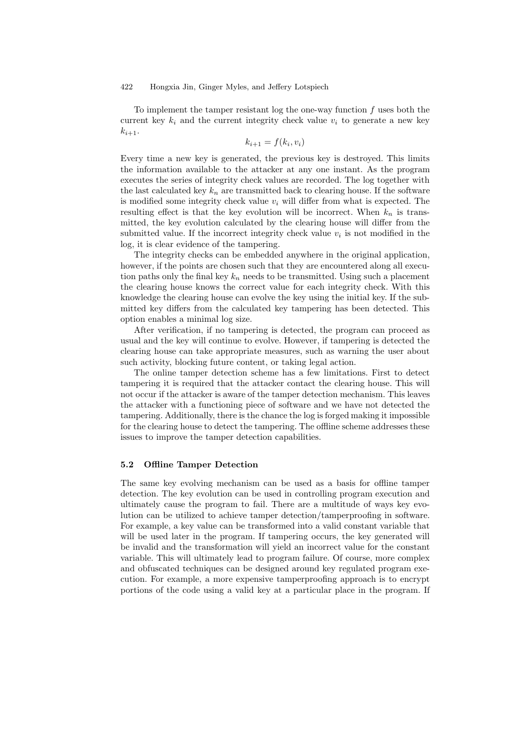To implement the tamper resistant log the one-way function $f$ uses both the current key $k_i$ and the current integrity check value $v_i$ to generate a new key $k_{i+1}$.

$$k_{i+1} = f(k_i, v_i)$$

Every time a new key is generated, the previous key is destroyed. This limits the information available to the attacker at any one instant. As the program executes the series of integrity check values are recorded. The log together with the last calculated key $k_n$ are transmitted back to clearing house. If the software is modified some integrity check value $v_i$ will differ from what is expected. The resulting effect is that the key evolution will be incorrect. When $k_n$ is transmitted, the key evolution calculated by the clearing house will differ from the submitted value. If the incorrect integrity check value $v_i$ is not modified in the log, it is clear evidence of the tampering.

The integrity checks can be embedded anywhere in the original application, however, if the points are chosen such that they are encountered along all execution paths only the final key $k_n$ needs to be transmitted. Using such a placement the clearing house knows the correct value for each integrity check. With this knowledge the clearing house can evolve the key using the initial key. If the submitted key differs from the calculated key tampering has been detected. This option enables a minimal log size.

After verification, if no tampering is detected, the program can proceed as usual and the key will continue to evolve. However, if tampering is detected the clearing house can take appropriate measures, such as warning the user about such activity, blocking future content, or taking legal action.

The online tamper detection scheme has a few limitations. First to detect tampering it is required that the attacker contact the clearing house. This will not occur if the attacker is aware of the tamper detection mechanism. This leaves the attacker with a functioning piece of software and we have not detected the tampering. Additionally, there is the chance the log is forged making it impossible for the clearing house to detect the tampering. The offline scheme addresses these issues to improve the tamper detection capabilities.

### 5.2 Offline Tamper Detection

The same key evolving mechanism can be used as a basis for offline tamper detection. The key evolution can be used in controlling program execution and ultimately cause the program to fail. There are a multitude of ways key evolution can be utilized to achieve tamper detection/tamperproofing in software. For example, a key value can be transformed into a valid constant variable that will be used later in the program. If tampering occurs, the key generated will be invalid and the transformation will yield an incorrect value for the constant variable. This will ultimately lead to program failure. Of course, more complex and obfuscated techniques can be designed around key regulated program execution. For example, a more expensive tamperproofing approach is to encrypt portions of the code using a valid key at a particular place in the program. If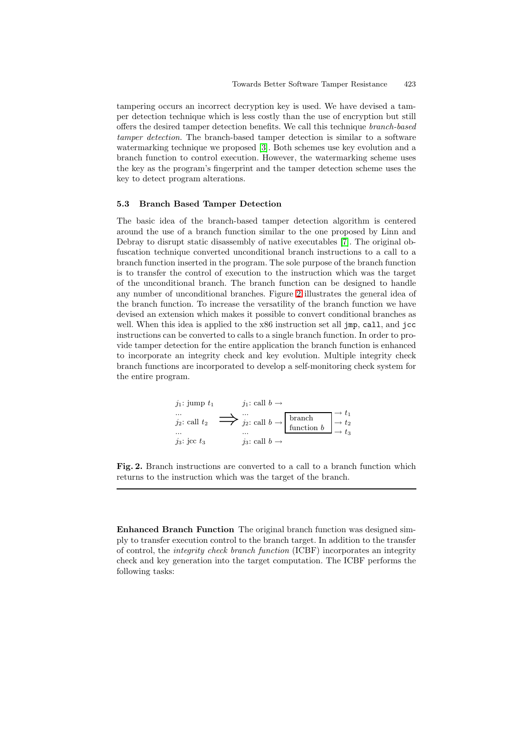tampering occurs an incorrect decryption key is used. We have devised a tamper detection technique which is less costly than the use of encryption but still offers the desired tamper detection benefits. We call this technique *branch-based tamper detection*. The branch-based tamper detection is similar to a software watermarking technique we proposed [3]. Both schemes use key evolution and a branch function to control execution. However, the watermarking scheme uses the key as the program's fingerprint and the tamper detection scheme uses the key to detect program alterations.

### 5.3 Branch Based Tamper Detection

The basic idea of the branch-based tamper detection algorithm is centered around the use of a branch function similar to the one proposed by Linn and Debray to disrupt static disassembly of native executables [7]. The original obfuscation technique converted unconditional branch instructions to a call to a branch function inserted in the program. The sole purpose of the branch function is to transfer the control of execution to the instruction which was the target of the unconditional branch. The branch function can be designed to handle any number of unconditional branches. Figure 2 illustrates the general idea of the branch function. To increase the versatility of the branch function we have devised an extension which makes it possible to convert conditional branches as well. When this idea is applied to the x86 instruction set all `jmp`, `call`, and `jcc` instructions can be converted to calls to a single branch function. In order to provide tamper detection for the entire application the branch function is enhanced to incorporate an integrity check and key evolution. Multiple integrity check branch functions are incorporated to develop a self-monitoring check system for the entire program.

```
j1: jump t1          j1: call b →
...                  ...                      → t1
j2: call t2    ⟹    j2: call b → [branch    ] → t2
...                  ...          [function b] → t3
j3: jcc t3           j3: call b →
```

**Fig. 2.** Branch instructions are converted to a call to a branch function which returns to the instruction which was the target of the branch.

**Enhanced Branch Function** The original branch function was designed simply to transfer execution control to the branch target. In addition to the transfer of control, the *integrity check branch function* (ICBF) incorporates an integrity check and key generation into the target computation. The ICBF performs the following tasks: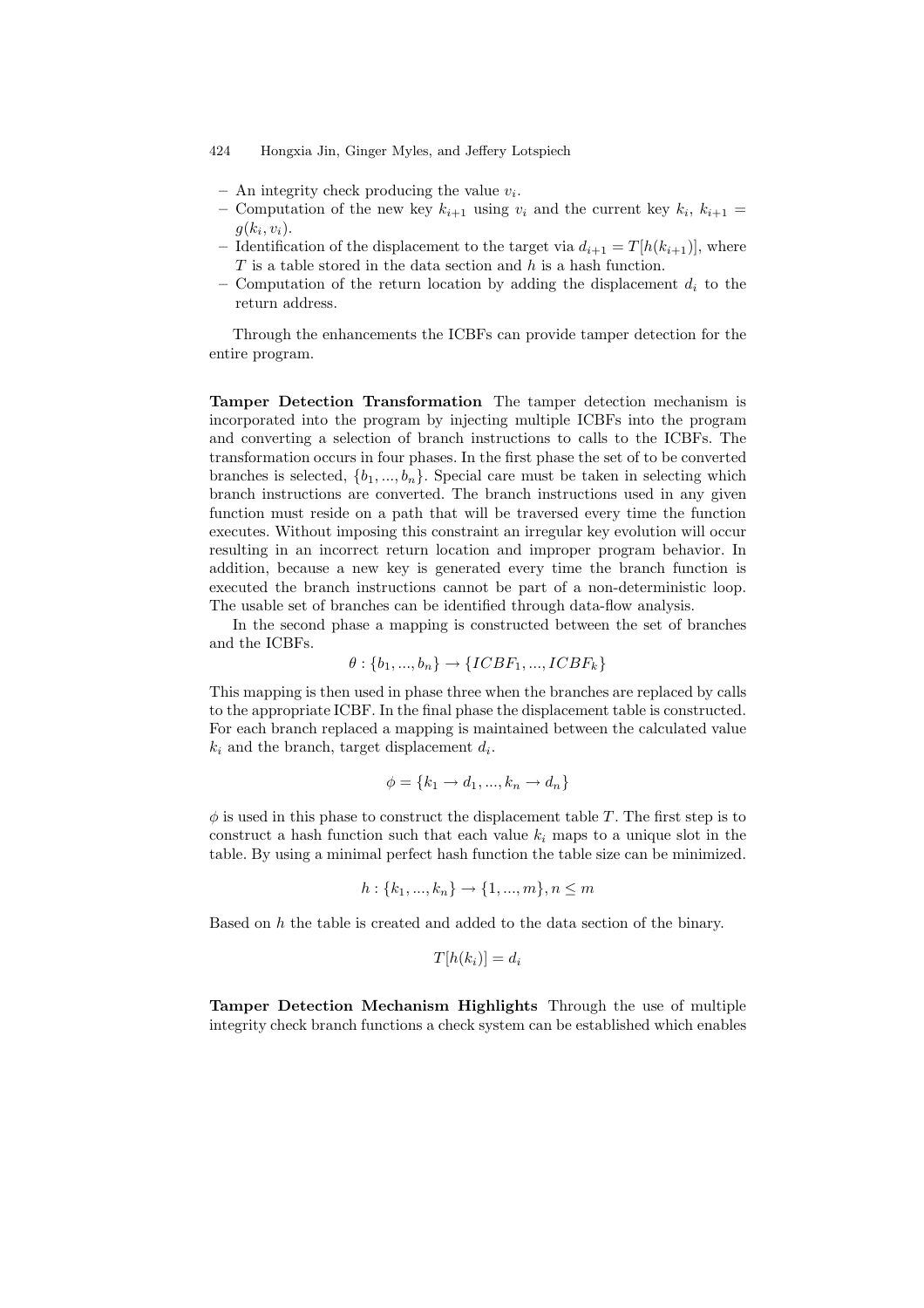- An integrity check producing the value $v_i$.
- Computation of the new key $k_{i+1}$ using $v_i$ and the current key $k_i$, $k_{i+1} = g(k_i, v_i)$.
- Identification of the displacement to the target via $d_{i+1} = T[h(k_{i+1})]$, where $T$ is a table stored in the data section and $h$ is a hash function.
- Computation of the return location by adding the displacement $d_i$ to the return address.

Through the enhancements the ICBFs can provide tamper detection for the entire program.

**Tamper Detection Transformation** The tamper detection mechanism is incorporated into the program by injecting multiple ICBFs into the program and converting a selection of branch instructions to calls to the ICBFs. The transformation occurs in four phases. In the first phase the set of to be converted branches is selected, $\{b_1, ..., b_n\}$. Special care must be taken in selecting which branch instructions are converted. The branch instructions used in any given function must reside on a path that will be traversed every time the function executes. Without imposing this constraint an irregular key evolution will occur resulting in an incorrect return location and improper program behavior. In addition, because a new key is generated every time the branch function is executed the branch instructions cannot be part of a non-deterministic loop. The usable set of branches can be identified through data-flow analysis.

In the second phase a mapping is constructed between the set of branches and the ICBFs.

$$\theta : \{b_1, ..., b_n\} \rightarrow \{ICBF_1, ..., ICBF_k\}$$

This mapping is then used in phase three when the branches are replaced by calls to the appropriate ICBF. In the final phase the displacement table is constructed. For each branch replaced a mapping is maintained between the calculated value $k_i$ and the branch, target displacement $d_i$.

$$\phi = \{k_1 \rightarrow d_1, ..., k_n \rightarrow d_n\}$$

$\phi$ is used in this phase to construct the displacement table $T$. The first step is to construct a hash function such that each value $k_i$ maps to a unique slot in the table. By using a minimal perfect hash function the table size can be minimized.

$$h : \{k_1, ..., k_n\} \rightarrow \{1, ..., m\}, n \leq m$$

Based on $h$ the table is created and added to the data section of the binary.

$$T[h(k_i)] = d_i$$

**Tamper Detection Mechanism Highlights** Through the use of multiple integrity check branch functions a check system can be established which enables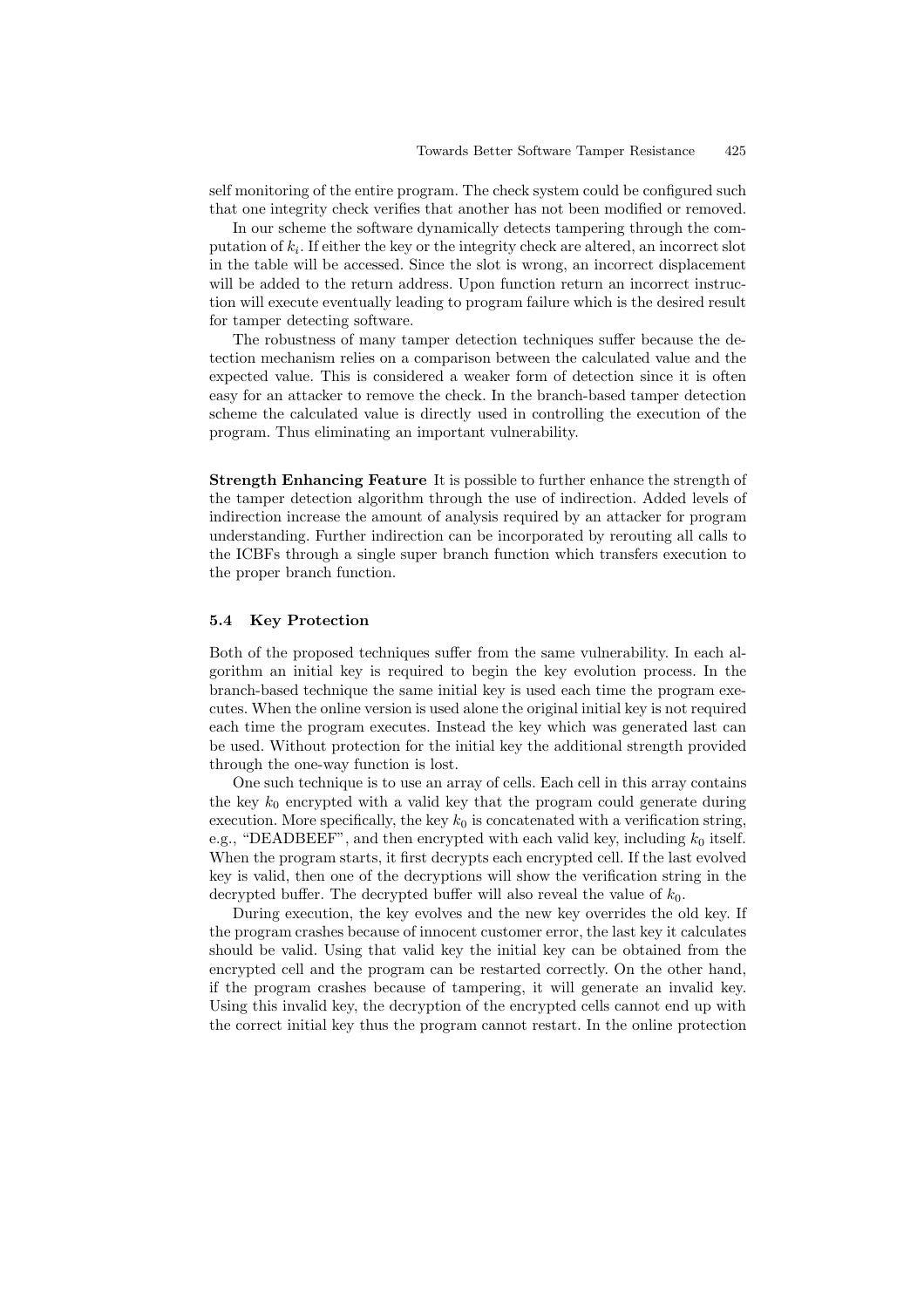self monitoring of the entire program. The check system could be configured such that one integrity check verifies that another has not been modified or removed.

In our scheme the software dynamically detects tampering through the computation of $k_i$. If either the key or the integrity check are altered, an incorrect slot in the table will be accessed. Since the slot is wrong, an incorrect displacement will be added to the return address. Upon function return an incorrect instruction will execute eventually leading to program failure which is the desired result for tamper detecting software.

The robustness of many tamper detection techniques suffer because the detection mechanism relies on a comparison between the calculated value and the expected value. This is considered a weaker form of detection since it is often easy for an attacker to remove the check. In the branch-based tamper detection scheme the calculated value is directly used in controlling the execution of the program. Thus eliminating an important vulnerability.

**Strength Enhancing Feature** It is possible to further enhance the strength of the tamper detection algorithm through the use of indirection. Added levels of indirection increase the amount of analysis required by an attacker for program understanding. Further indirection can be incorporated by rerouting all calls to the ICBFs through a single super branch function which transfers execution to the proper branch function.

### 5.4 Key Protection

Both of the proposed techniques suffer from the same vulnerability. In each algorithm an initial key is required to begin the key evolution process. In the branch-based technique the same initial key is used each time the program executes. When the online version is used alone the original initial key is not required each time the program executes. Instead the key which was generated last can be used. Without protection for the initial key the additional strength provided through the one-way function is lost.

One such technique is to use an array of cells. Each cell in this array contains the key $k_0$ encrypted with a valid key that the program could generate during execution. More specifically, the key $k_0$ is concatenated with a verification string, e.g., "DEADBEEF", and then encrypted with each valid key, including $k_0$ itself. When the program starts, it first decrypts each encrypted cell. If the last evolved key is valid, then one of the decryptions will show the verification string in the decrypted buffer. The decrypted buffer will also reveal the value of $k_0$.

During execution, the key evolves and the new key overrides the old key. If the program crashes because of innocent customer error, the last key it calculates should be valid. Using that valid key the initial key can be obtained from the encrypted cell and the program can be restarted correctly. On the other hand, if the program crashes because of tampering, it will generate an invalid key. Using this invalid key, the decryption of the encrypted cells cannot end up with the correct initial key thus the program cannot restart. In the online protection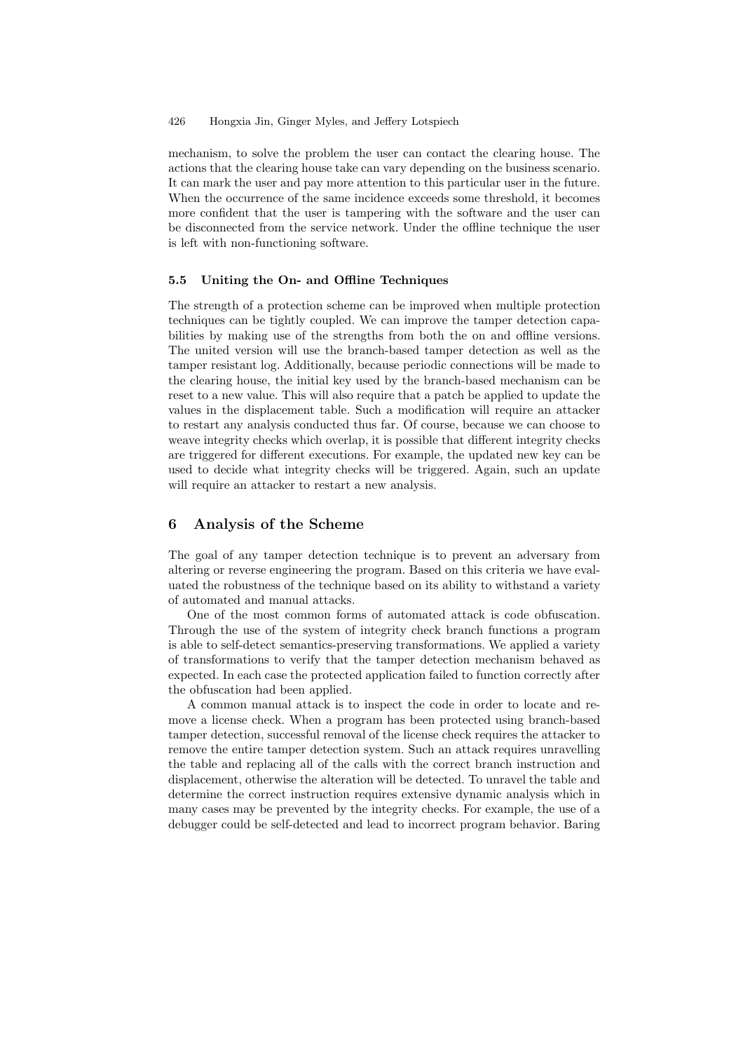mechanism, to solve the problem the user can contact the clearing house. The actions that the clearing house take can vary depending on the business scenario. It can mark the user and pay more attention to this particular user in the future. When the occurrence of the same incidence exceeds some threshold, it becomes more confident that the user is tampering with the software and the user can be disconnected from the service network. Under the offline technique the user is left with non-functioning software.

### 5.5 Uniting the On- and Offline Techniques

The strength of a protection scheme can be improved when multiple protection techniques can be tightly coupled. We can improve the tamper detection capabilities by making use of the strengths from both the on and offline versions. The united version will use the branch-based tamper detection as well as the tamper resistant log. Additionally, because periodic connections will be made to the clearing house, the initial key used by the branch-based mechanism can be reset to a new value. This will also require that a patch be applied to update the values in the displacement table. Such a modification will require an attacker to restart any analysis conducted thus far. Of course, because we can choose to weave integrity checks which overlap, it is possible that different integrity checks are triggered for different executions. For example, the updated new key can be used to decide what integrity checks will be triggered. Again, such an update will require an attacker to restart a new analysis.

## 6 Analysis of the Scheme

The goal of any tamper detection technique is to prevent an adversary from altering or reverse engineering the program. Based on this criteria we have evaluated the robustness of the technique based on its ability to withstand a variety of automated and manual attacks.

One of the most common forms of automated attack is code obfuscation. Through the use of the system of integrity check branch functions a program is able to self-detect semantics-preserving transformations. We applied a variety of transformations to verify that the tamper detection mechanism behaved as expected. In each case the protected application failed to function correctly after the obfuscation had been applied.

A common manual attack is to inspect the code in order to locate and remove a license check. When a program has been protected using branch-based tamper detection, successful removal of the license check requires the attacker to remove the entire tamper detection system. Such an attack requires unravelling the table and replacing all of the calls with the correct branch instruction and displacement, otherwise the alteration will be detected. To unravel the table and determine the correct instruction requires extensive dynamic analysis which in many cases may be prevented by the integrity checks. For example, the use of a debugger could be self-detected and lead to incorrect program behavior. Baring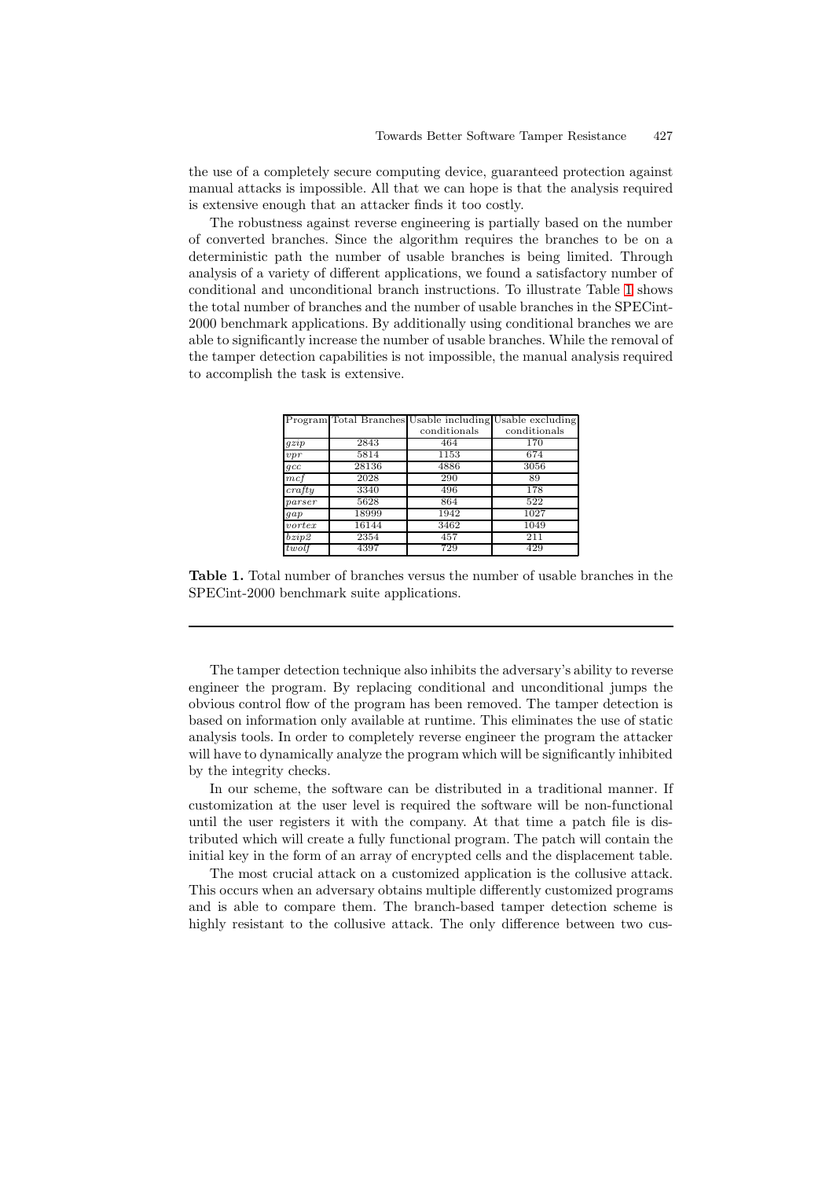the use of a completely secure computing device, guaranteed protection against manual attacks is impossible. All that we can hope is that the analysis required is extensive enough that an attacker finds it too costly.

The robustness against reverse engineering is partially based on the number of converted branches. Since the algorithm requires the branches to be on a deterministic path the number of usable branches is being limited. Through analysis of a variety of different applications, we found a satisfactory number of conditional and unconditional branch instructions. To illustrate Table 1 shows the total number of branches and the number of usable branches in the SPECint-2000 benchmark applications. By additionally using conditional branches we are able to significantly increase the number of usable branches. While the removal of the tamper detection capabilities is not impossible, the manual analysis required to accomplish the task is extensive.

| Program | Total Branches | Usable including conditionals | Usable excluding conditionals |
|---|---|---|---|
| *gzip* | 2843 | 464 | 170 |
| *vpr* | 5814 | 1153 | 674 |
| *gcc* | 28136 | 4886 | 3056 |
| *mcf* | 2028 | 290 | 89 |
| *crafty* | 3340 | 496 | 178 |
| *parser* | 5628 | 864 | 522 |
| *gap* | 18999 | 1942 | 1027 |
| *vortex* | 16144 | 3462 | 1049 |
| *bzip2* | 2354 | 457 | 211 |
| *twolf* | 4397 | 729 | 429 |

**Table 1.** Total number of branches versus the number of usable branches in the SPECint-2000 benchmark suite applications.

The tamper detection technique also inhibits the adversary's ability to reverse engineer the program. By replacing conditional and unconditional jumps the obvious control flow of the program has been removed. The tamper detection is based on information only available at runtime. This eliminates the use of static analysis tools. In order to completely reverse engineer the program the attacker will have to dynamically analyze the program which will be significantly inhibited by the integrity checks.

In our scheme, the software can be distributed in a traditional manner. If customization at the user level is required the software will be non-functional until the user registers it with the company. At that time a patch file is distributed which will create a fully functional program. The patch will contain the initial key in the form of an array of encrypted cells and the displacement table.

The most crucial attack on a customized application is the collusive attack. This occurs when an adversary obtains multiple differently customized programs and is able to compare them. The branch-based tamper detection scheme is highly resistant to the collusive attack. The only difference between two cus-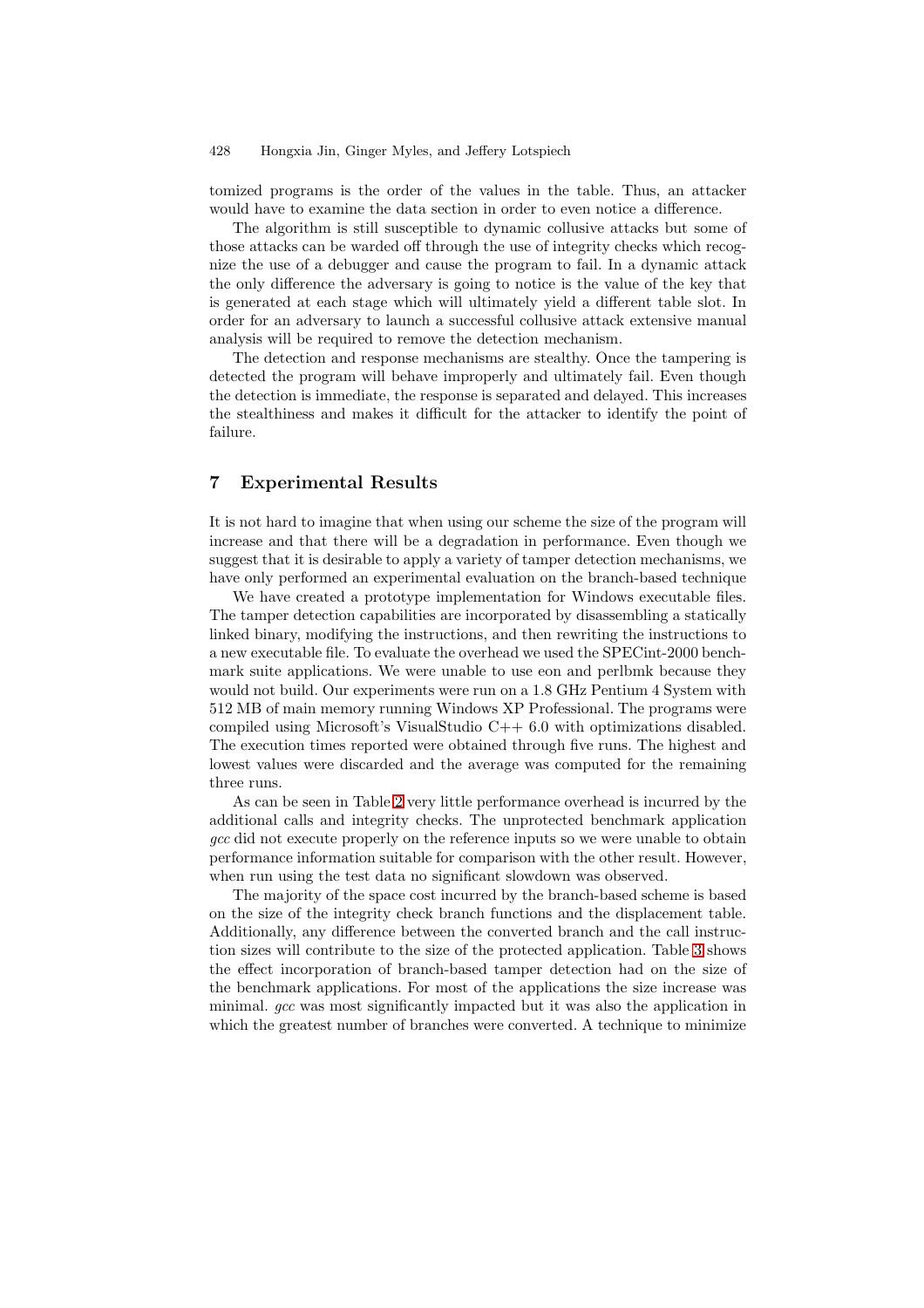tomized programs is the order of the values in the table. Thus, an attacker would have to examine the data section in order to even notice a difference.

The algorithm is still susceptible to dynamic collusive attacks but some of those attacks can be warded off through the use of integrity checks which recognize the use of a debugger and cause the program to fail. In a dynamic attack the only difference the adversary is going to notice is the value of the key that is generated at each stage which will ultimately yield a different table slot. In order for an adversary to launch a successful collusive attack extensive manual analysis will be required to remove the detection mechanism.

The detection and response mechanisms are stealthy. Once the tampering is detected the program will behave improperly and ultimately fail. Even though the detection is immediate, the response is separated and delayed. This increases the stealthiness and makes it difficult for the attacker to identify the point of failure.

## 7 Experimental Results

It is not hard to imagine that when using our scheme the size of the program will increase and that there will be a degradation in performance. Even though we suggest that it is desirable to apply a variety of tamper detection mechanisms, we have only performed an experimental evaluation on the branch-based technique

We have created a prototype implementation for Windows executable files. The tamper detection capabilities are incorporated by disassembling a statically linked binary, modifying the instructions, and then rewriting the instructions to a new executable file. To evaluate the overhead we used the SPECint-2000 benchmark suite applications. We were unable to use eon and perlbmk because they would not build. Our experiments were run on a 1.8 GHz Pentium 4 System with 512 MB of main memory running Windows XP Professional. The programs were compiled using Microsoft's VisualStudio C++ 6.0 with optimizations disabled. The execution times reported were obtained through five runs. The highest and lowest values were discarded and the average was computed for the remaining three runs.

As can be seen in Table 2 very little performance overhead is incurred by the additional calls and integrity checks. The unprotected benchmark application *gcc* did not execute properly on the reference inputs so we were unable to obtain performance information suitable for comparison with the other result. However, when run using the test data no significant slowdown was observed.

The majority of the space cost incurred by the branch-based scheme is based on the size of the integrity check branch functions and the displacement table. Additionally, any difference between the converted branch and the call instruction sizes will contribute to the size of the protected application. Table 3 shows the effect incorporation of branch-based tamper detection had on the size of the benchmark applications. For most of the applications the size increase was minimal. *gcc* was most significantly impacted but it was also the application in which the greatest number of branches were converted. A technique to minimize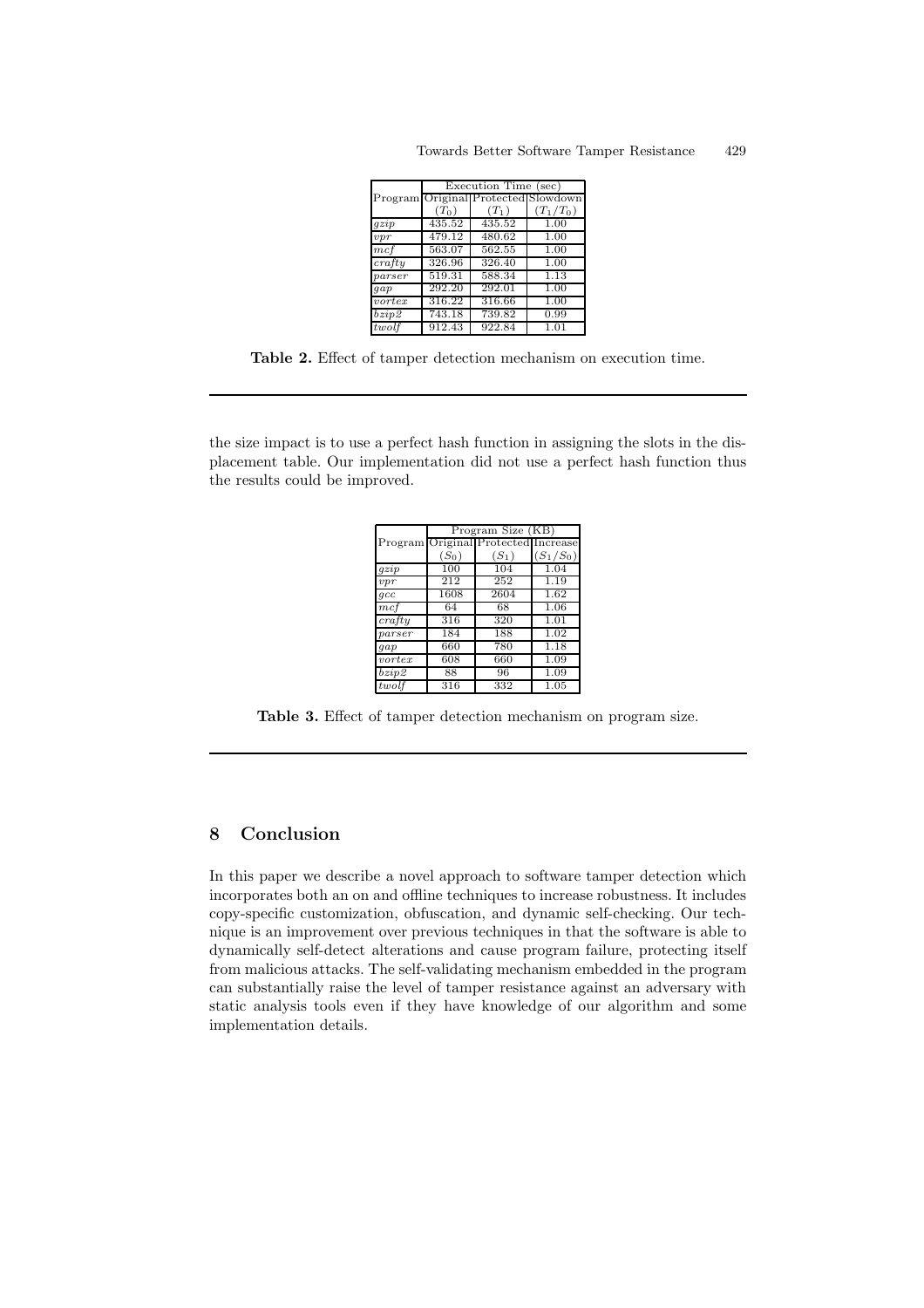| Program | Execution Time (sec) | | |
|---|---|---|---|
| | Original ($T_0$) | Protected ($T_1$) | Slowdown ($T_1/T_0$) |
| *gzip* | 435.52 | 435.52 | 1.00 |
| *vpr* | 479.12 | 480.62 | 1.00 |
| *mcf* | 563.07 | 562.55 | 1.00 |
| *crafty* | 326.96 | 326.40 | 1.00 |
| *parser* | 519.31 | 588.34 | 1.13 |
| *gap* | 292.20 | 292.01 | 1.00 |
| *vortex* | 316.22 | 316.66 | 1.00 |
| *bzip2* | 743.18 | 739.82 | 0.99 |
| *twolf* | 912.43 | 922.84 | 1.01 |

**Table 2.** Effect of tamper detection mechanism on execution time.

the size impact is to use a perfect hash function in assigning the slots in the displacement table. Our implementation did not use a perfect hash function thus the results could be improved.

| Program | Program Size (KB) | | |
|---|---|---|---|
| | Original ($S_0$) | Protected ($S_1$) | Increase ($S_1/S_0$) |
| *gzip* | 100 | 104 | 1.04 |
| *vpr* | 212 | 252 | 1.19 |
| *gcc* | 1608 | 2604 | 1.62 |
| *mcf* | 64 | 68 | 1.06 |
| *crafty* | 316 | 320 | 1.01 |
| *parser* | 184 | 188 | 1.02 |
| *gap* | 660 | 780 | 1.18 |
| *vortex* | 608 | 660 | 1.09 |
| *bzip2* | 88 | 96 | 1.09 |
| *twolf* | 316 | 332 | 1.05 |

**Table 3.** Effect of tamper detection mechanism on program size.

## 8 Conclusion

In this paper we describe a novel approach to software tamper detection which incorporates both an on and offline techniques to increase robustness. It includes copy-specific customization, obfuscation, and dynamic self-checking. Our technique is an improvement over previous techniques in that the software is able to dynamically self-detect alterations and cause program failure, protecting itself from malicious attacks. The self-validating mechanism embedded in the program can substantially raise the level of tamper resistance against an adversary with static analysis tools even if they have knowledge of our algorithm and some implementation details.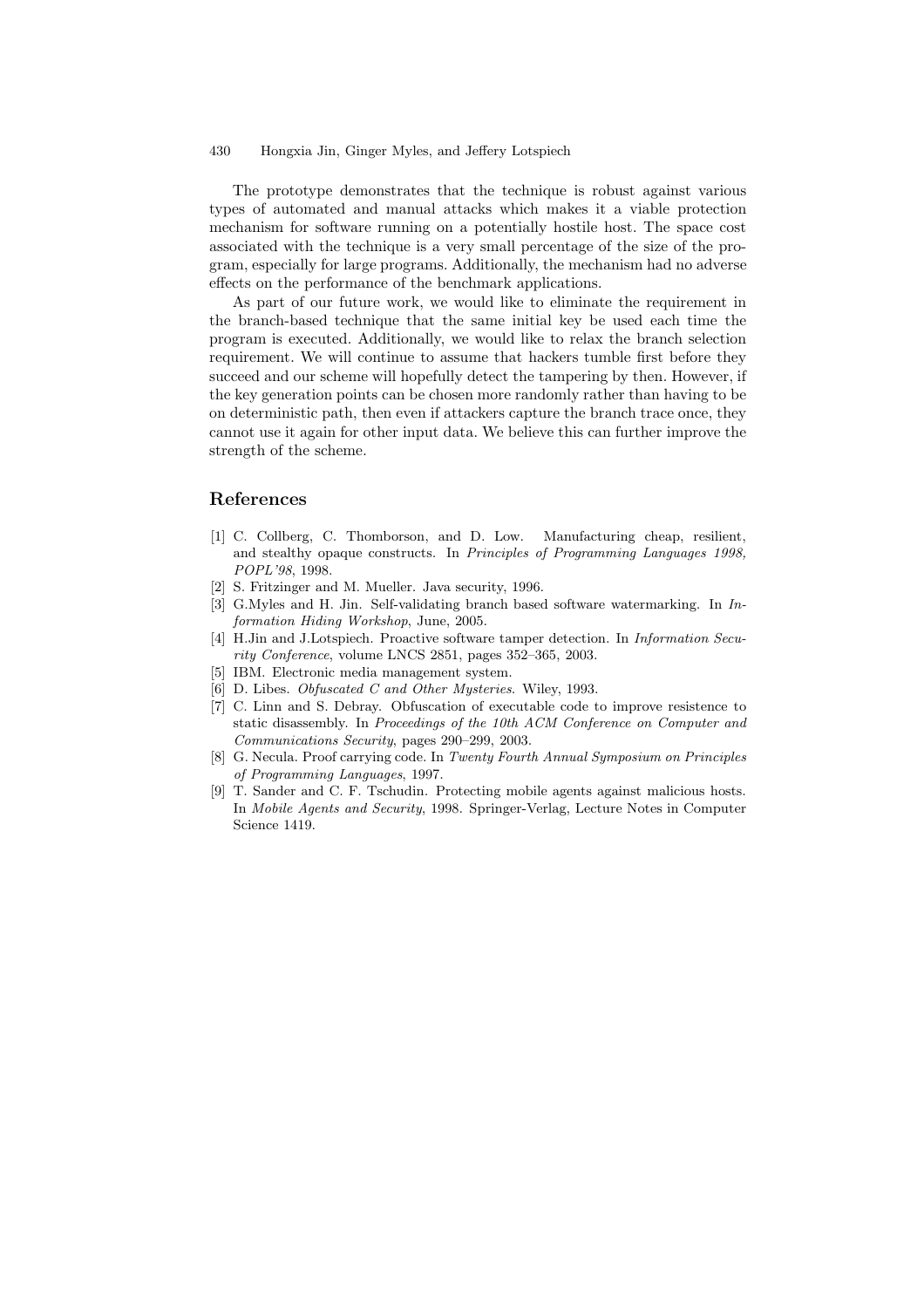The prototype demonstrates that the technique is robust against various types of automated and manual attacks which makes it a viable protection mechanism for software running on a potentially hostile host. The space cost associated with the technique is a very small percentage of the size of the program, especially for large programs. Additionally, the mechanism had no adverse effects on the performance of the benchmark applications.

As part of our future work, we would like to eliminate the requirement in the branch-based technique that the same initial key be used each time the program is executed. Additionally, we would like to relax the branch selection requirement. We will continue to assume that hackers tumble first before they succeed and our scheme will hopefully detect the tampering by then. However, if the key generation points can be chosen more randomly rather than having to be on deterministic path, then even if attackers capture the branch trace once, they cannot use it again for other input data. We believe this can further improve the strength of the scheme.

## References

[1] C. Collberg, C. Thomborson, and D. Low. Manufacturing cheap, resilient, and stealthy opaque constructs. In *Principles of Programming Languages 1998, POPL'98*, 1998.

[2] S. Fritzinger and M. Mueller. Java security, 1996.

[3] G.Myles and H. Jin. Self-validating branch based software watermarking. In *Information Hiding Workshop*, June, 2005.

[4] H.Jin and J.Lotspiech. Proactive software tamper detection. In *Information Security Conference*, volume LNCS 2851, pages 352–365, 2003.

[5] IBM. Electronic media management system.

[6] D. Libes. *Obfuscated C and Other Mysteries*. Wiley, 1993.

[7] C. Linn and S. Debray. Obfuscation of executable code to improve resistence to static disassembly. In *Proceedings of the 10th ACM Conference on Computer and Communications Security*, pages 290–299, 2003.

[8] G. Necula. Proof carrying code. In *Twenty Fourth Annual Symposium on Principles of Programming Languages*, 1997.

[9] T. Sander and C. F. Tschudin. Protecting mobile agents against malicious hosts. In *Mobile Agents and Security*, 1998. Springer-Verlag, Lecture Notes in Computer Science 1419.